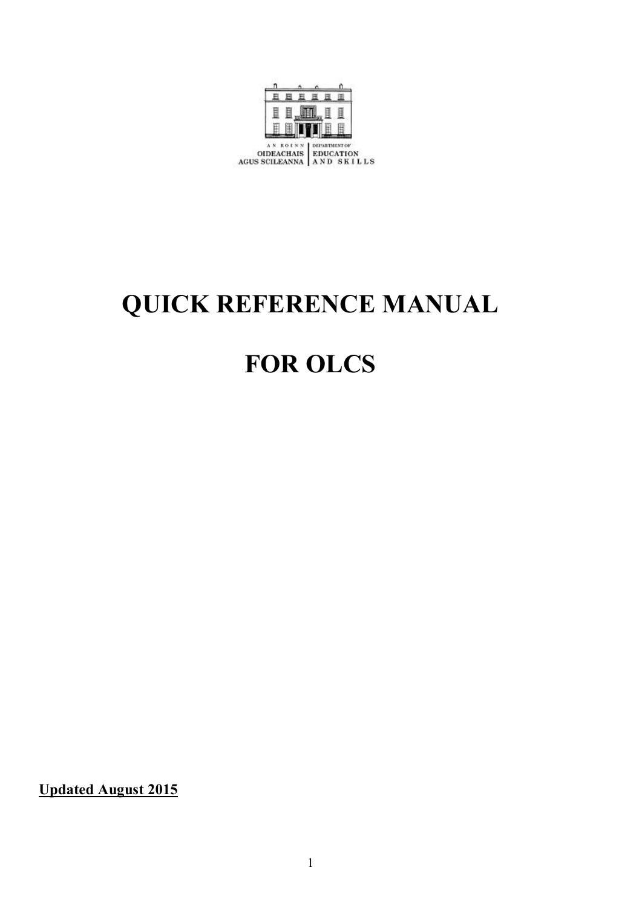AN ROINN OIDEACHAIS AGUS SCILEANNA | DEPARTMENT OF EDUCATION AND SKILLS

# QUICK REFERENCE MANUAL

# FOR OLCS

**Updated August 2015**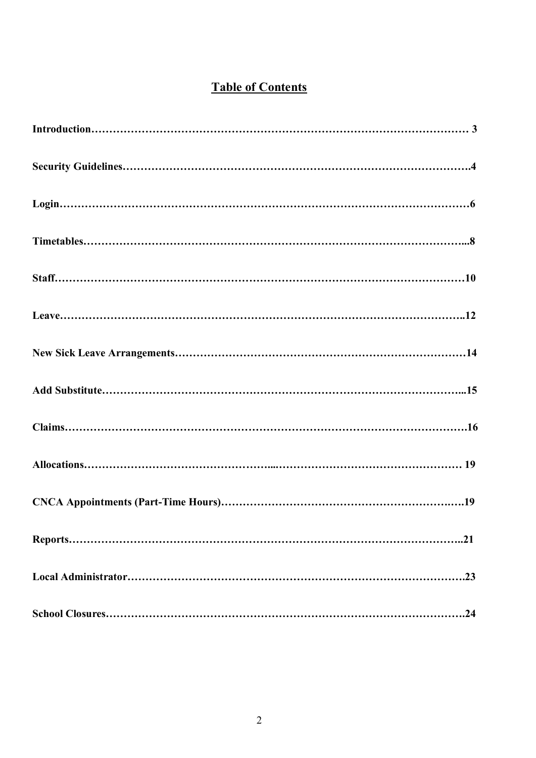# Table of Contents

**Introduction……………………………………………………………………………………………… 3**

**Security Guidelines……………………………………………………………………………………….4**

**Login……………………………………………………………………………………………………6**

**Timetables……………………………………………………………………………………………...8**

**Staff……………………………………………………………………………………………………10**

**Leave…………………………………………………………………………………………………..12**

**New Sick Leave Arrangements…………………………………………………………………………14**

**Add Substitute…………………………………………………………………………………...15**

**Claims…………………………………………………………………………………………………16**

**Allocations…………………………………………...…………………………………………… 19**

**CNCA Appointments (Part-Time Hours)……………………………………………………….….19**

**Reports……………………………………………………………………………………………..21**

**Local Administrator……………………………………………………………………………….23**

**School Closures……………………………………………………………………………………….24**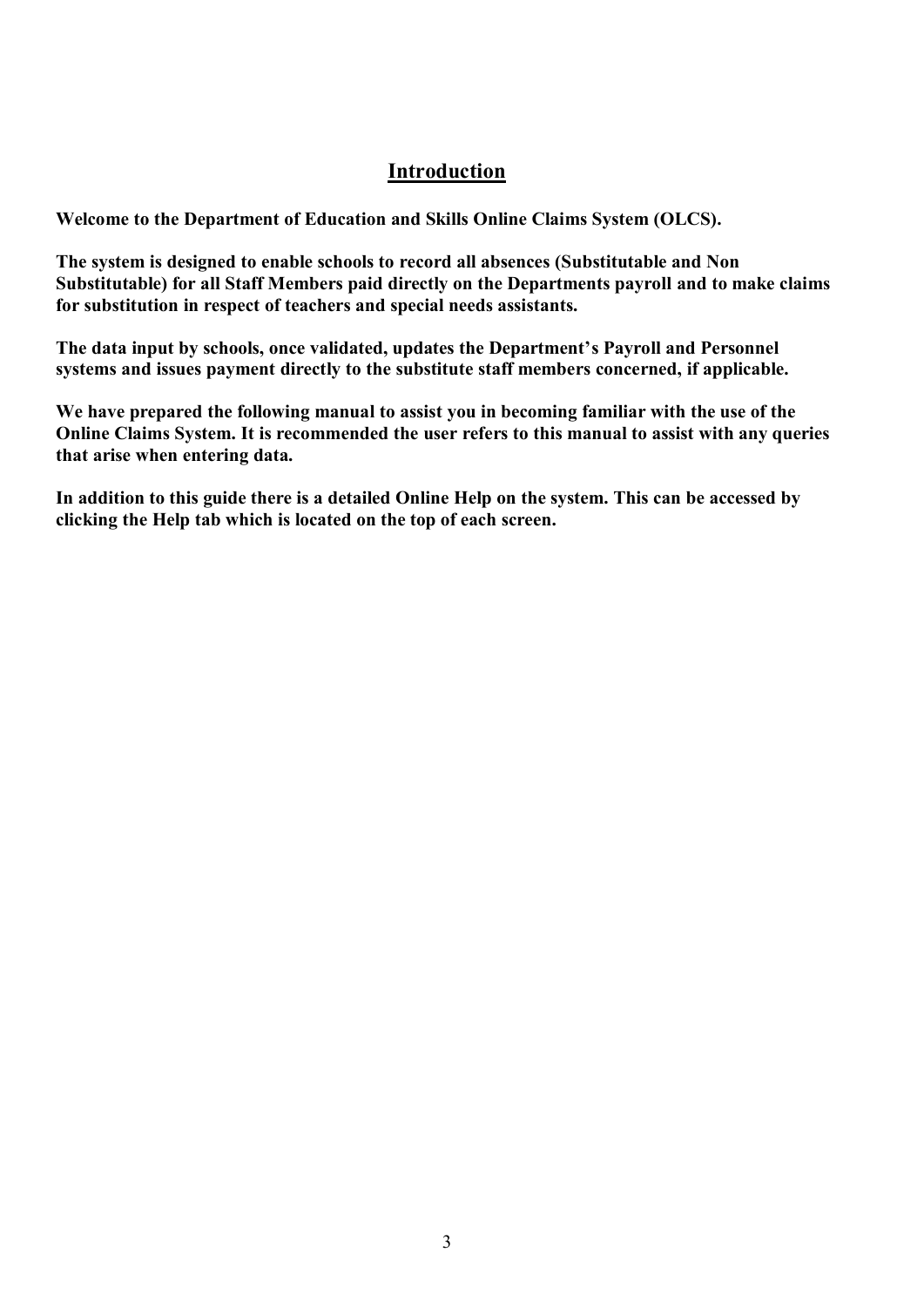# Introduction

**Welcome to the Department of Education and Skills Online Claims System (OLCS).**

**The system is designed to enable schools to record all absences (Substitutable and Non Substitutable) for all Staff Members paid directly on the Departments payroll and to make claims for substitution in respect of teachers and special needs assistants.**

**The data input by schools, once validated, updates the Department's Payroll and Personnel systems and issues payment directly to the substitute staff members concerned, if applicable.**

**We have prepared the following manual to assist you in becoming familiar with the use of the Online Claims System. It is recommended the user refers to this manual to assist with any queries that arise when entering data.**

**In addition to this guide there is a detailed Online Help on the system. This can be accessed by clicking the Help tab which is located on the top of each screen.**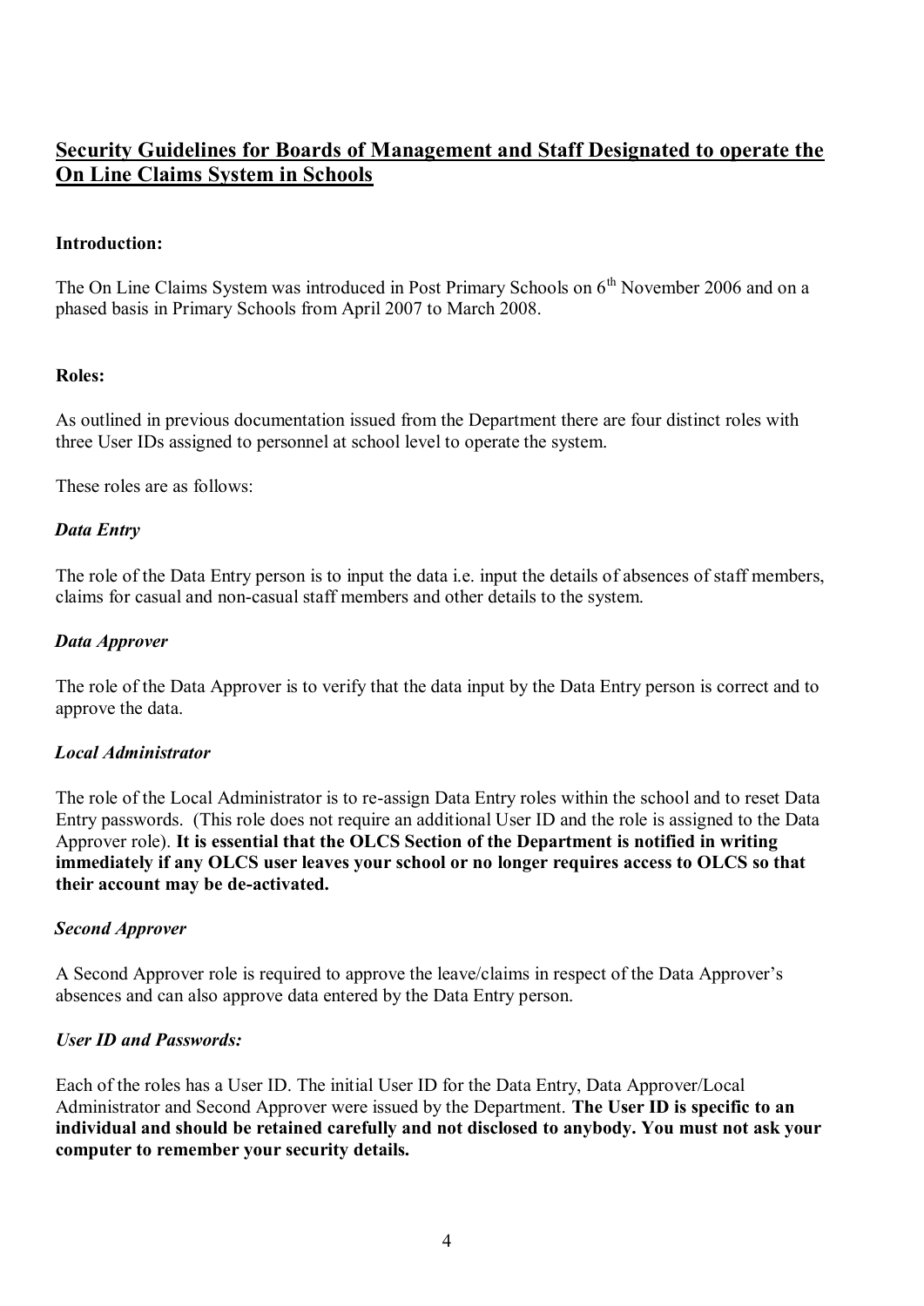## Security Guidelines for Boards of Management and Staff Designated to operate the On Line Claims System in Schools

**Introduction:**

The On Line Claims System was introduced in Post Primary Schools on 6th November 2006 and on a phased basis in Primary Schools from April 2007 to March 2008.

**Roles:**

As outlined in previous documentation issued from the Department there are four distinct roles with three User IDs assigned to personnel at school level to operate the system.

These roles are as follows:

***Data Entry***

The role of the Data Entry person is to input the data i.e. input the details of absences of staff members, claims for casual and non-casual staff members and other details to the system.

***Data Approver***

The role of the Data Approver is to verify that the data input by the Data Entry person is correct and to approve the data.

***Local Administrator***

The role of the Local Administrator is to re-assign Data Entry roles within the school and to reset Data Entry passwords. (This role does not require an additional User ID and the role is assigned to the Data Approver role). **It is essential that the OLCS Section of the Department is notified in writing immediately if any OLCS user leaves your school or no longer requires access to OLCS so that their account may be de-activated.**

***Second Approver***

A Second Approver role is required to approve the leave/claims in respect of the Data Approver's absences and can also approve data entered by the Data Entry person.

***User ID and Passwords:***

Each of the roles has a User ID. The initial User ID for the Data Entry, Data Approver/Local Administrator and Second Approver were issued by the Department. **The User ID is specific to an individual and should be retained carefully and not disclosed to anybody. You must not ask your computer to remember your security details.**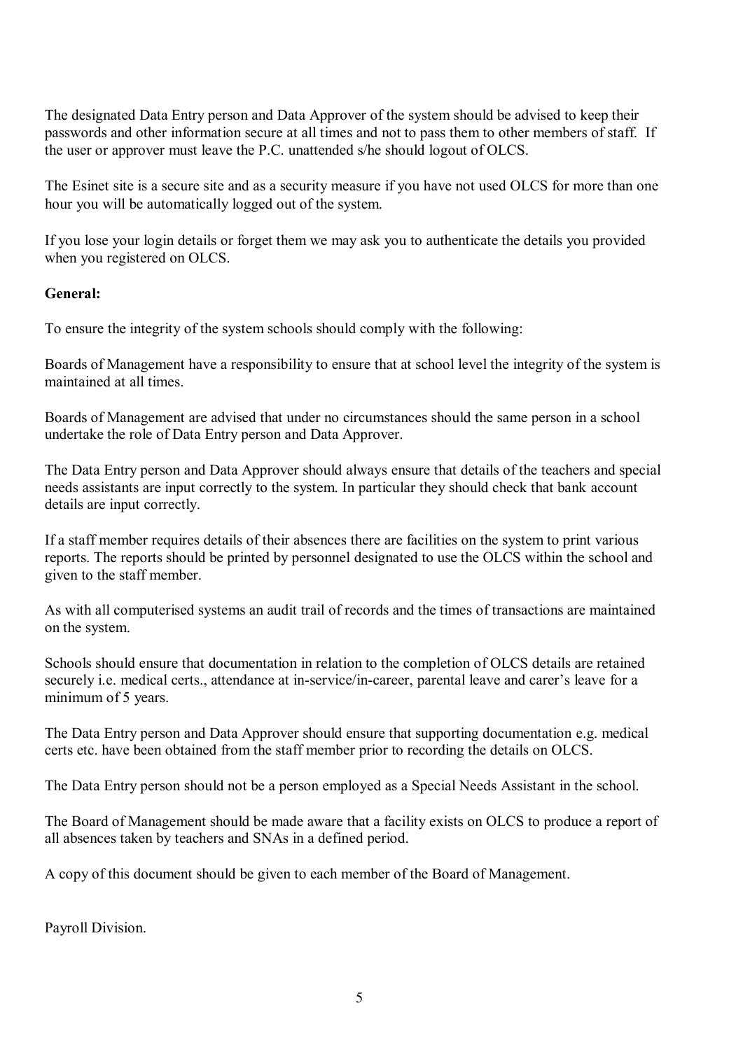The designated Data Entry person and Data Approver of the system should be advised to keep their passwords and other information secure at all times and not to pass them to other members of staff. If the user or approver must leave the P.C. unattended s/he should logout of OLCS.

The Esinet site is a secure site and as a security measure if you have not used OLCS for more than one hour you will be automatically logged out of the system.

If you lose your login details or forget them we may ask you to authenticate the details you provided when you registered on OLCS.

**General:**

To ensure the integrity of the system schools should comply with the following:

Boards of Management have a responsibility to ensure that at school level the integrity of the system is maintained at all times.

Boards of Management are advised that under no circumstances should the same person in a school undertake the role of Data Entry person and Data Approver.

The Data Entry person and Data Approver should always ensure that details of the teachers and special needs assistants are input correctly to the system. In particular they should check that bank account details are input correctly.

If a staff member requires details of their absences there are facilities on the system to print various reports. The reports should be printed by personnel designated to use the OLCS within the school and given to the staff member.

As with all computerised systems an audit trail of records and the times of transactions are maintained on the system.

Schools should ensure that documentation in relation to the completion of OLCS details are retained securely i.e. medical certs., attendance at in-service/in-career, parental leave and carer's leave for a minimum of 5 years.

The Data Entry person and Data Approver should ensure that supporting documentation e.g. medical certs etc. have been obtained from the staff member prior to recording the details on OLCS.

The Data Entry person should not be a person employed as a Special Needs Assistant in the school.

The Board of Management should be made aware that a facility exists on OLCS to produce a report of all absences taken by teachers and SNAs in a defined period.

A copy of this document should be given to each member of the Board of Management.

Payroll Division.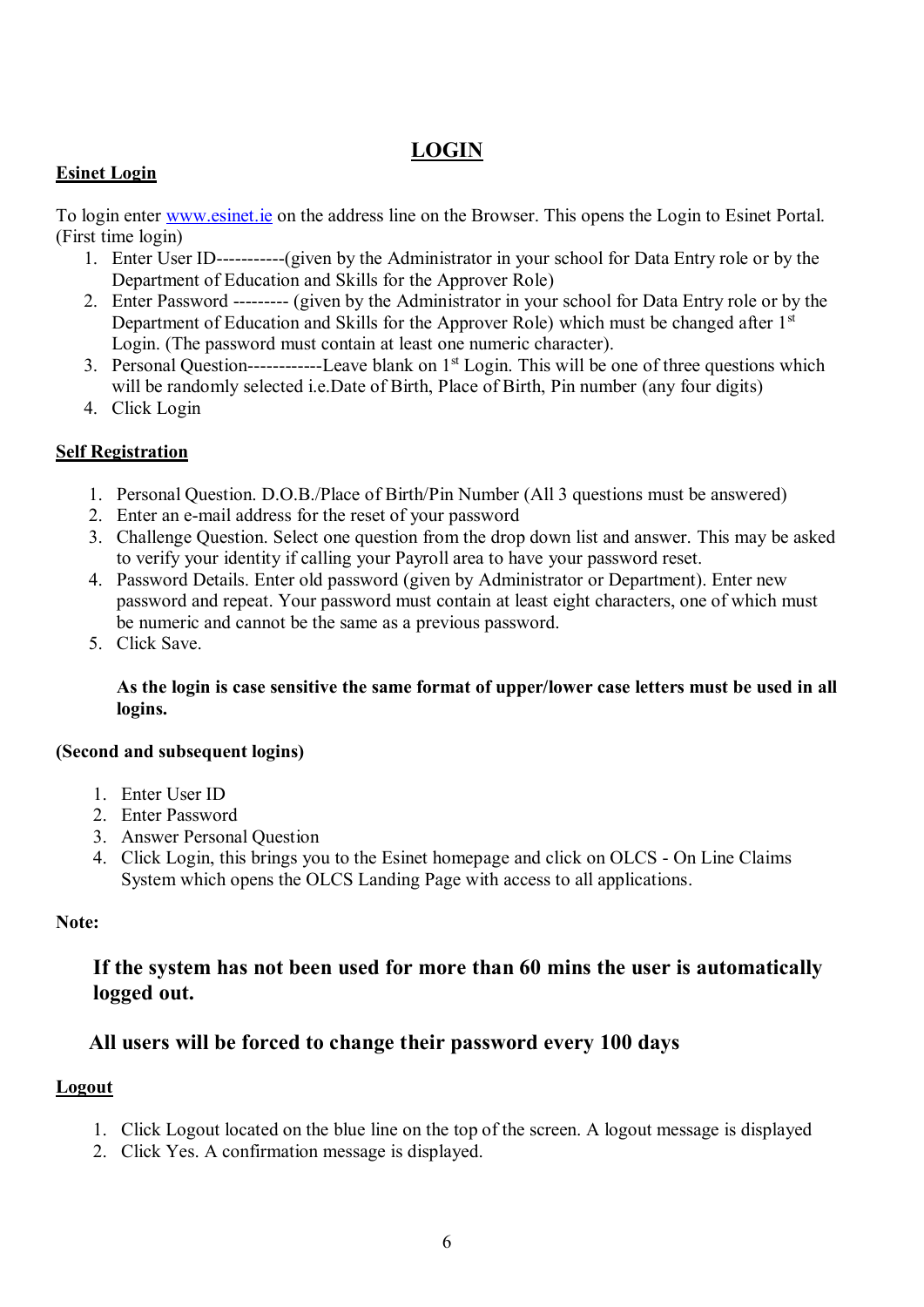# LOGIN

**Esinet Login**

To login enter [www.esinet.ie](http://www.esinet.ie) on the address line on the Browser. This opens the Login to Esinet Portal. (First time login)

1. Enter User ID-----------(given by the Administrator in your school for Data Entry role or by the Department of Education and Skills for the Approver Role)
2. Enter Password --------- (given by the Administrator in your school for Data Entry role or by the Department of Education and Skills for the Approver Role) which must be changed after 1st Login. (The password must contain at least one numeric character).
3. Personal Question------------Leave blank on 1st Login. This will be one of three questions which will be randomly selected i.e.Date of Birth, Place of Birth, Pin number (any four digits)
4. Click Login

**Self Registration**

1. Personal Question. D.O.B./Place of Birth/Pin Number (All 3 questions must be answered)
2. Enter an e-mail address for the reset of your password
3. Challenge Question. Select one question from the drop down list and answer. This may be asked to verify your identity if calling your Payroll area to have your password reset.
4. Password Details. Enter old password (given by Administrator or Department). Enter new password and repeat. Your password must contain at least eight characters, one of which must be numeric and cannot be the same as a previous password.
5. Click Save.

**As the login is case sensitive the same format of upper/lower case letters must be used in all logins.**

**(Second and subsequent logins)**

1. Enter User ID
2. Enter Password
3. Answer Personal Question
4. Click Login, this brings you to the Esinet homepage and click on OLCS - On Line Claims System which opens the OLCS Landing Page with access to all applications.

**Note:**

**If the system has not been used for more than 60 mins the user is automatically logged out.**

**All users will be forced to change their password every 100 days**

**Logout**

1. Click Logout located on the blue line on the top of the screen. A logout message is displayed
2. Click Yes. A confirmation message is displayed.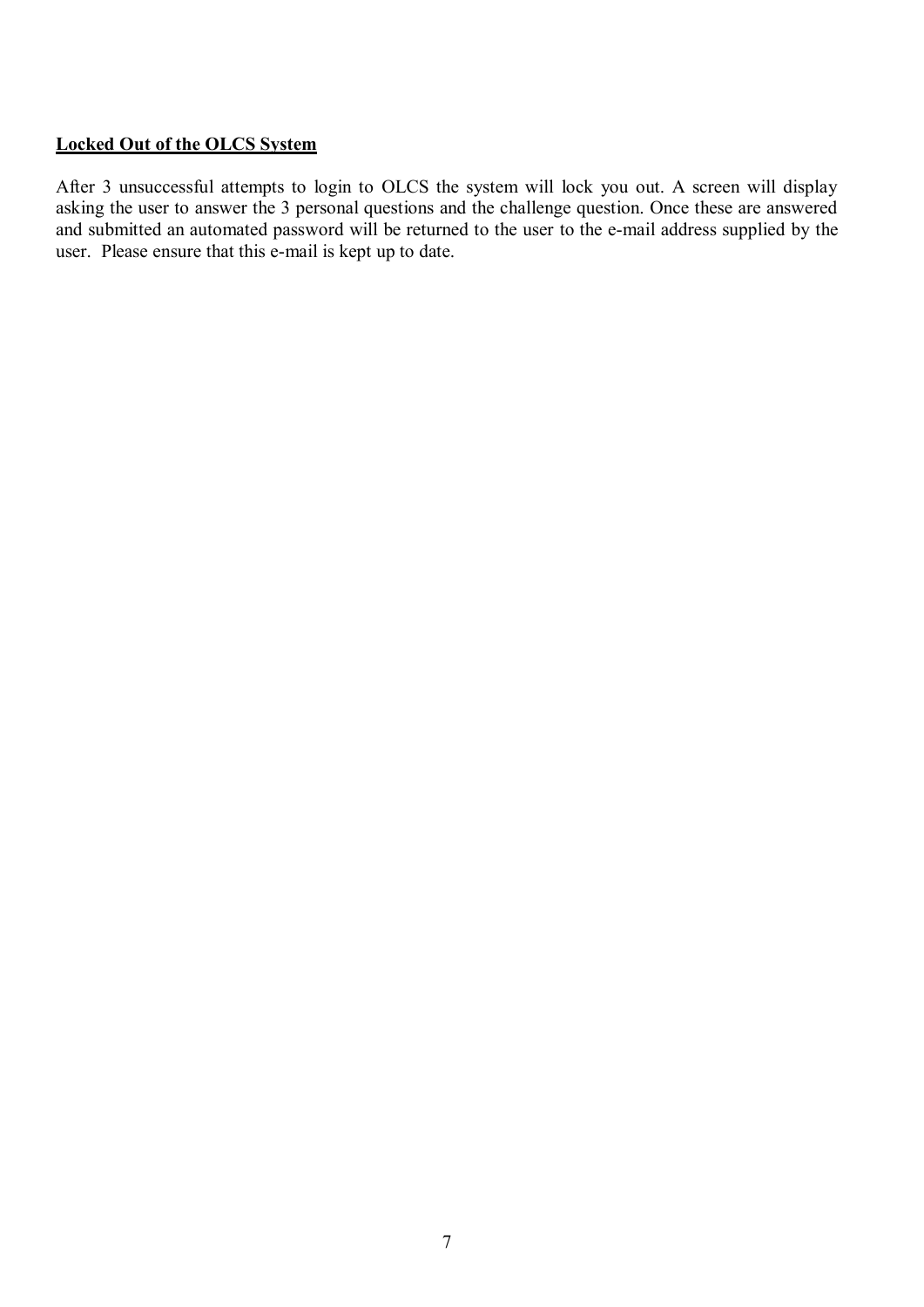## Locked Out of the OLCS System

After 3 unsuccessful attempts to login to OLCS the system will lock you out. A screen will display asking the user to answer the 3 personal questions and the challenge question. Once these are answered and submitted an automated password will be returned to the user to the e-mail address supplied by the user. Please ensure that this e-mail is kept up to date.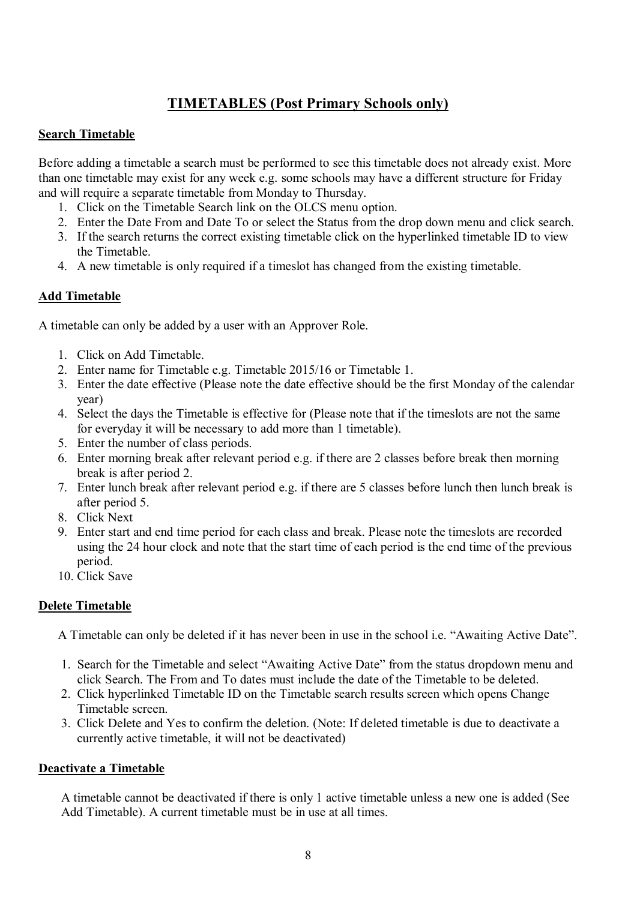# TIMETABLES (Post Primary Schools only)

## Search Timetable

Before adding a timetable a search must be performed to see this timetable does not already exist. More than one timetable may exist for any week e.g. some schools may have a different structure for Friday and will require a separate timetable from Monday to Thursday.

1. Click on the Timetable Search link on the OLCS menu option.
2. Enter the Date From and Date To or select the Status from the drop down menu and click search.
3. If the search returns the correct existing timetable click on the hyperlinked timetable ID to view the Timetable.
4. A new timetable is only required if a timeslot has changed from the existing timetable.

## Add Timetable

A timetable can only be added by a user with an Approver Role.

1. Click on Add Timetable.
2. Enter name for Timetable e.g. Timetable 2015/16 or Timetable 1.
3. Enter the date effective (Please note the date effective should be the first Monday of the calendar year)
4. Select the days the Timetable is effective for (Please note that if the timeslots are not the same for everyday it will be necessary to add more than 1 timetable).
5. Enter the number of class periods.
6. Enter morning break after relevant period e.g. if there are 2 classes before break then morning break is after period 2.
7. Enter lunch break after relevant period e.g. if there are 5 classes before lunch then lunch break is after period 5.
8. Click Next
9. Enter start and end time period for each class and break. Please note the timeslots are recorded using the 24 hour clock and note that the start time of each period is the end time of the previous period.
10. Click Save

## Delete Timetable

A Timetable can only be deleted if it has never been in use in the school i.e. "Awaiting Active Date".

1. Search for the Timetable and select "Awaiting Active Date" from the status dropdown menu and click Search. The From and To dates must include the date of the Timetable to be deleted.
2. Click hyperlinked Timetable ID on the Timetable search results screen which opens Change Timetable screen.
3. Click Delete and Yes to confirm the deletion. (Note: If deleted timetable is due to deactivate a currently active timetable, it will not be deactivated)

## Deactivate a Timetable

A timetable cannot be deactivated if there is only 1 active timetable unless a new one is added (See Add Timetable). A current timetable must be in use at all times.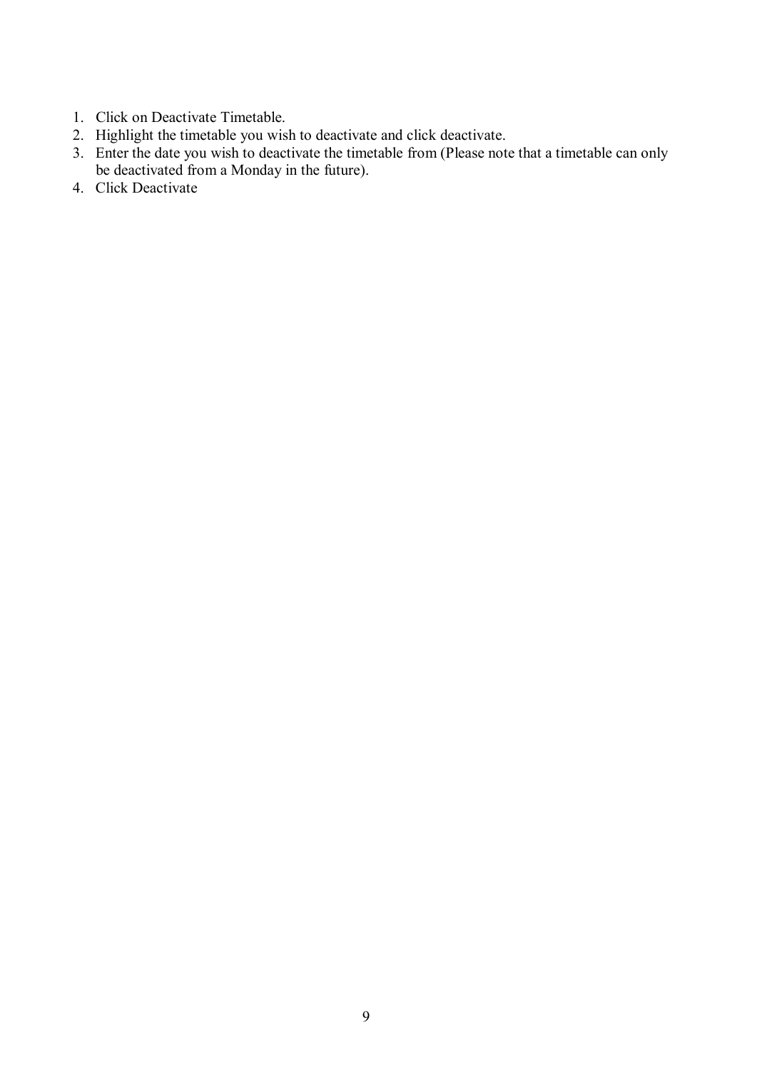1. Click on Deactivate Timetable.
2. Highlight the timetable you wish to deactivate and click deactivate.
3. Enter the date you wish to deactivate the timetable from (Please note that a timetable can only be deactivated from a Monday in the future).
4. Click Deactivate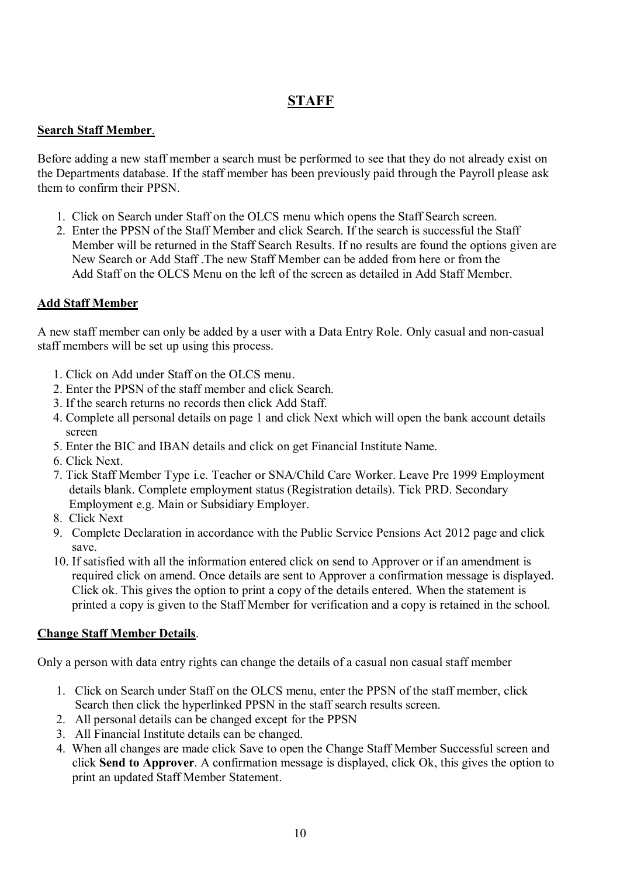# STAFF

## Search Staff Member.

Before adding a new staff member a search must be performed to see that they do not already exist on the Departments database. If the staff member has been previously paid through the Payroll please ask them to confirm their PPSN.

1. Click on Search under Staff on the OLCS menu which opens the Staff Search screen.
2. Enter the PPSN of the Staff Member and click Search. If the search is successful the Staff Member will be returned in the Staff Search Results. If no results are found the options given are New Search or Add Staff .The new Staff Member can be added from here or from the Add Staff on the OLCS Menu on the left of the screen as detailed in Add Staff Member.

## Add Staff Member

A new staff member can only be added by a user with a Data Entry Role. Only casual and non-casual staff members will be set up using this process.

1. Click on Add under Staff on the OLCS menu.
2. Enter the PPSN of the staff member and click Search.
3. If the search returns no records then click Add Staff.
4. Complete all personal details on page 1 and click Next which will open the bank account details screen
5. Enter the BIC and IBAN details and click on get Financial Institute Name.
6. Click Next.
7. Tick Staff Member Type i.e. Teacher or SNA/Child Care Worker. Leave Pre 1999 Employment details blank. Complete employment status (Registration details). Tick PRD. Secondary Employment e.g. Main or Subsidiary Employer.
8. Click Next
9. Complete Declaration in accordance with the Public Service Pensions Act 2012 page and click save.
10. If satisfied with all the information entered click on send to Approver or if an amendment is required click on amend. Once details are sent to Approver a confirmation message is displayed. Click ok. This gives the option to print a copy of the details entered. When the statement is printed a copy is given to the Staff Member for verification and a copy is retained in the school.

## Change Staff Member Details.

Only a person with data entry rights can change the details of a casual non casual staff member

1. Click on Search under Staff on the OLCS menu, enter the PPSN of the staff member, click Search then click the hyperlinked PPSN in the staff search results screen.
2. All personal details can be changed except for the PPSN
3. All Financial Institute details can be changed.
4. When all changes are made click Save to open the Change Staff Member Successful screen and click **Send to Approver**. A confirmation message is displayed, click Ok, this gives the option to print an updated Staff Member Statement.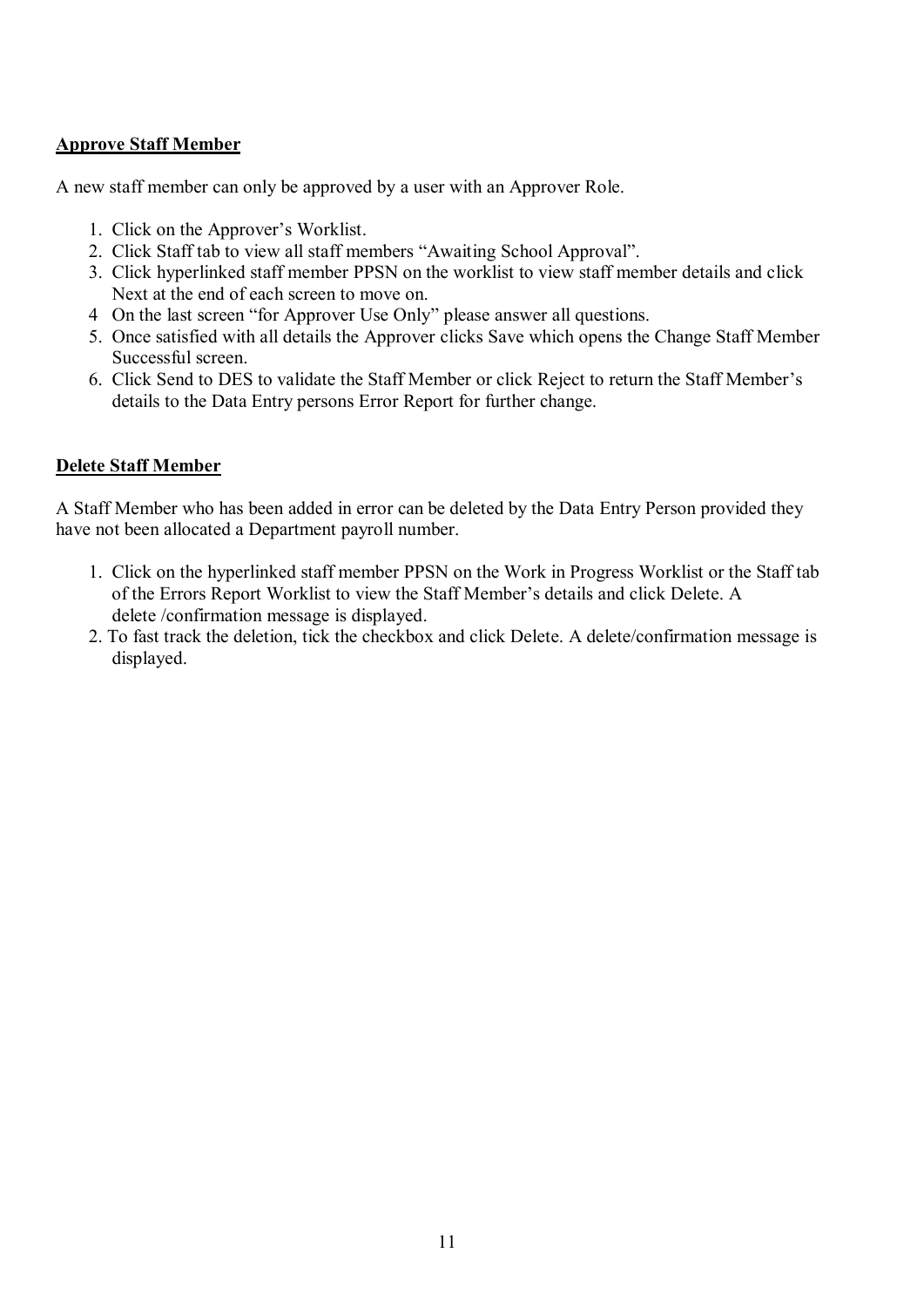**Approve Staff Member**

A new staff member can only be approved by a user with an Approver Role.

1. Click on the Approver's Worklist.
2. Click Staff tab to view all staff members "Awaiting School Approval".
3. Click hyperlinked staff member PPSN on the worklist to view staff member details and click Next at the end of each screen to move on.
4. On the last screen "for Approver Use Only" please answer all questions.
5. Once satisfied with all details the Approver clicks Save which opens the Change Staff Member Successful screen.
6. Click Send to DES to validate the Staff Member or click Reject to return the Staff Member's details to the Data Entry persons Error Report for further change.

**Delete Staff Member**

A Staff Member who has been added in error can be deleted by the Data Entry Person provided they have not been allocated a Department payroll number.

1. Click on the hyperlinked staff member PPSN on the Work in Progress Worklist or the Staff tab of the Errors Report Worklist to view the Staff Member's details and click Delete. A delete /confirmation message is displayed.
2. To fast track the deletion, tick the checkbox and click Delete. A delete/confirmation message is displayed.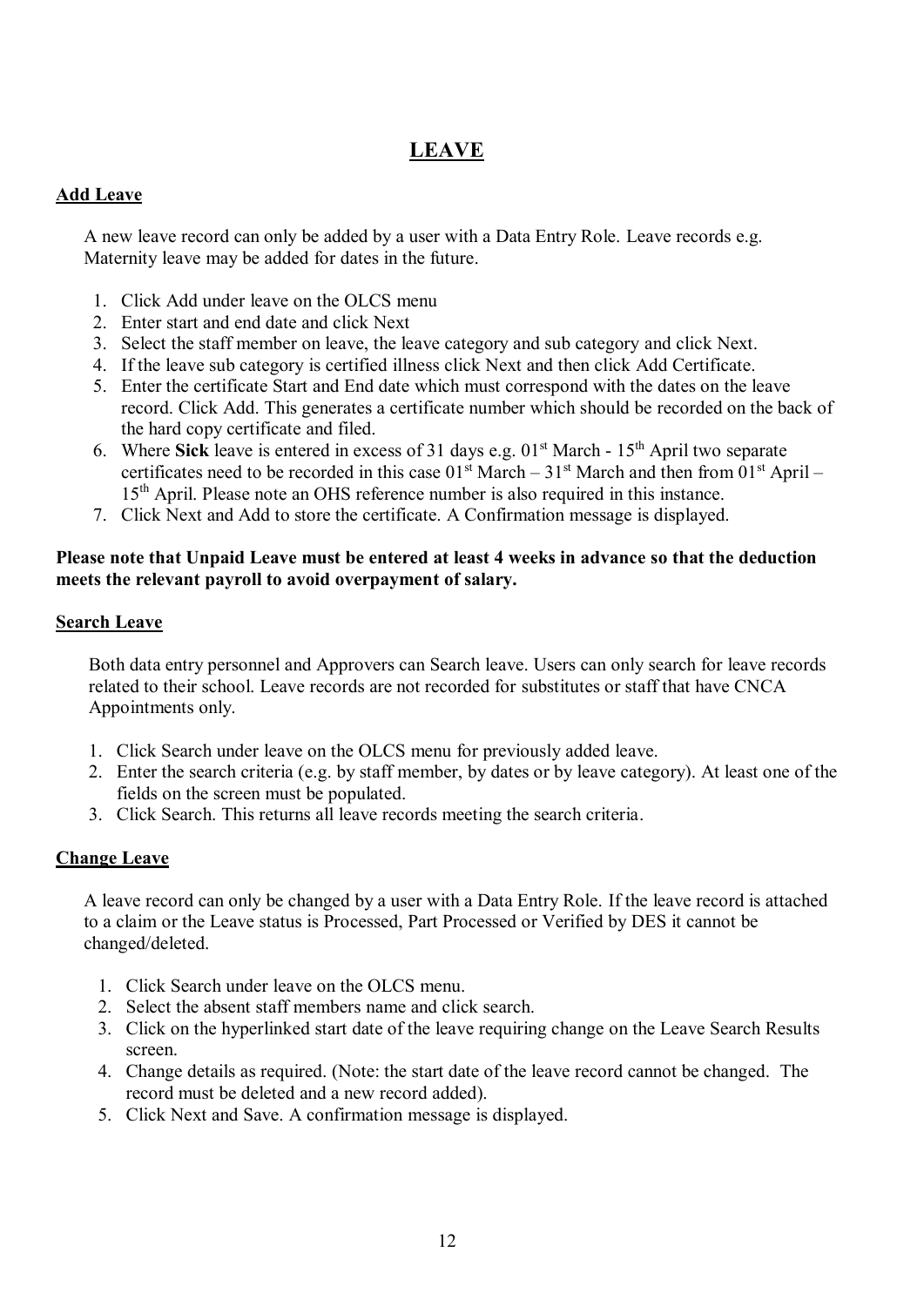# LEAVE

## Add Leave

A new leave record can only be added by a user with a Data Entry Role. Leave records e.g. Maternity leave may be added for dates in the future.

1. Click Add under leave on the OLCS menu
2. Enter start and end date and click Next
3. Select the staff member on leave, the leave category and sub category and click Next.
4. If the leave sub category is certified illness click Next and then click Add Certificate.
5. Enter the certificate Start and End date which must correspond with the dates on the leave record. Click Add. This generates a certificate number which should be recorded on the back of the hard copy certificate and filed.
6. Where **Sick** leave is entered in excess of 31 days e.g. 01st March - 15th April two separate certificates need to be recorded in this case 01st March – 31st March and then from 01st April – 15th April. Please note an OHS reference number is also required in this instance.
7. Click Next and Add to store the certificate. A Confirmation message is displayed.

**Please note that Unpaid Leave must be entered at least 4 weeks in advance so that the deduction meets the relevant payroll to avoid overpayment of salary.**

## Search Leave

Both data entry personnel and Approvers can Search leave. Users can only search for leave records related to their school. Leave records are not recorded for substitutes or staff that have CNCA Appointments only.

1. Click Search under leave on the OLCS menu for previously added leave.
2. Enter the search criteria (e.g. by staff member, by dates or by leave category). At least one of the fields on the screen must be populated.
3. Click Search. This returns all leave records meeting the search criteria.

## Change Leave

A leave record can only be changed by a user with a Data Entry Role. If the leave record is attached to a claim or the Leave status is Processed, Part Processed or Verified by DES it cannot be changed/deleted.

1. Click Search under leave on the OLCS menu.
2. Select the absent staff members name and click search.
3. Click on the hyperlinked start date of the leave requiring change on the Leave Search Results screen.
4. Change details as required. (Note: the start date of the leave record cannot be changed. The record must be deleted and a new record added).
5. Click Next and Save. A confirmation message is displayed.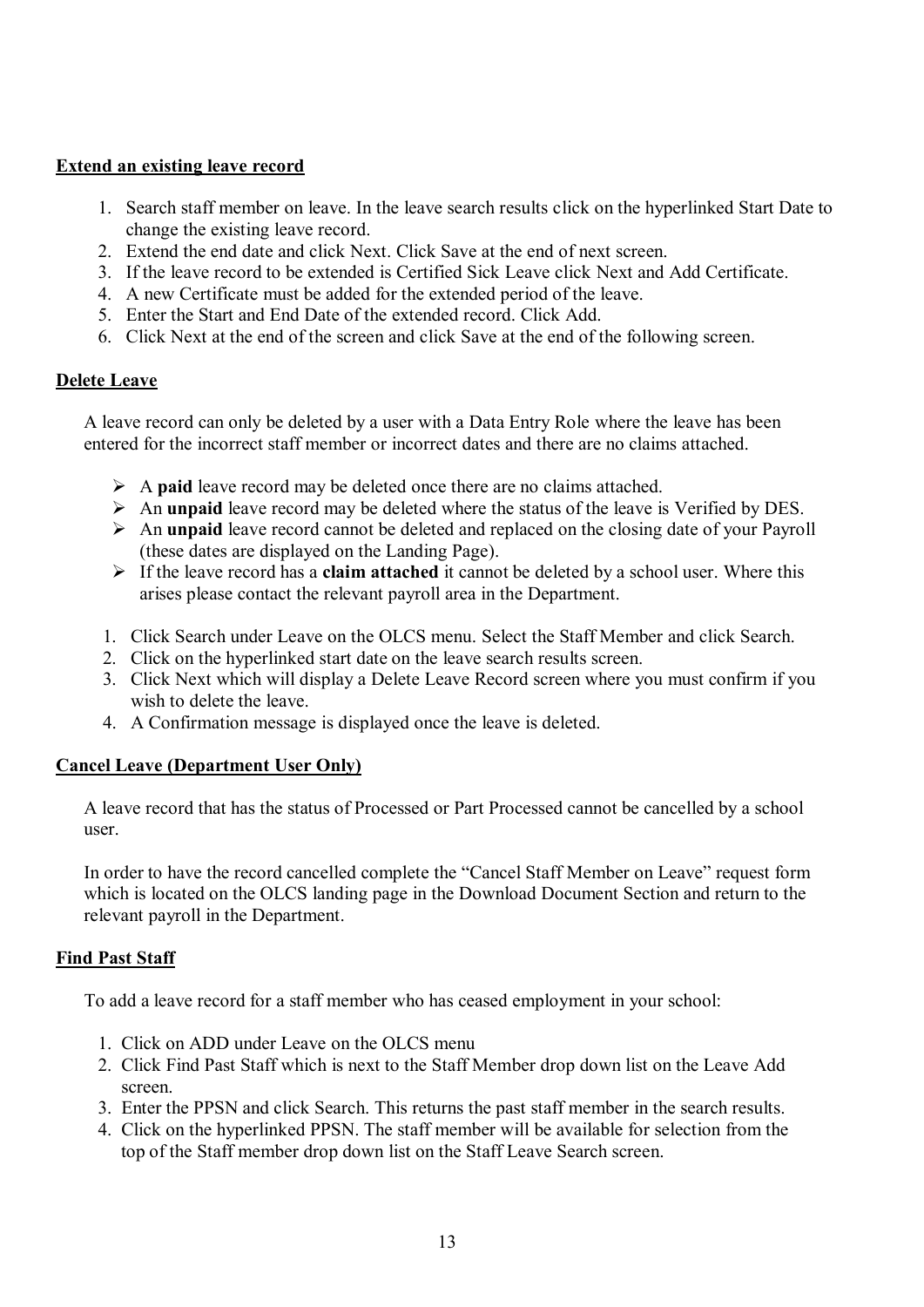**Extend an existing leave record**

1. Search staff member on leave. In the leave search results click on the hyperlinked Start Date to change the existing leave record.
2. Extend the end date and click Next. Click Save at the end of next screen.
3. If the leave record to be extended is Certified Sick Leave click Next and Add Certificate.
4. A new Certificate must be added for the extended period of the leave.
5. Enter the Start and End Date of the extended record. Click Add.
6. Click Next at the end of the screen and click Save at the end of the following screen.

**Delete Leave**

A leave record can only be deleted by a user with a Data Entry Role where the leave has been entered for the incorrect staff member or incorrect dates and there are no claims attached.

- A **paid** leave record may be deleted once there are no claims attached.
- An **unpaid** leave record may be deleted where the status of the leave is Verified by DES.
- An **unpaid** leave record cannot be deleted and replaced on the closing date of your Payroll (these dates are displayed on the Landing Page).
- If the leave record has a **claim attached** it cannot be deleted by a school user. Where this arises please contact the relevant payroll area in the Department.

1. Click Search under Leave on the OLCS menu. Select the Staff Member and click Search.
2. Click on the hyperlinked start date on the leave search results screen.
3. Click Next which will display a Delete Leave Record screen where you must confirm if you wish to delete the leave.
4. A Confirmation message is displayed once the leave is deleted.

**Cancel Leave (Department User Only)**

A leave record that has the status of Processed or Part Processed cannot be cancelled by a school user.

In order to have the record cancelled complete the "Cancel Staff Member on Leave" request form which is located on the OLCS landing page in the Download Document Section and return to the relevant payroll in the Department.

**Find Past Staff**

To add a leave record for a staff member who has ceased employment in your school:

1. Click on ADD under Leave on the OLCS menu
2. Click Find Past Staff which is next to the Staff Member drop down list on the Leave Add screen.
3. Enter the PPSN and click Search. This returns the past staff member in the search results.
4. Click on the hyperlinked PPSN. The staff member will be available for selection from the top of the Staff member drop down list on the Staff Leave Search screen.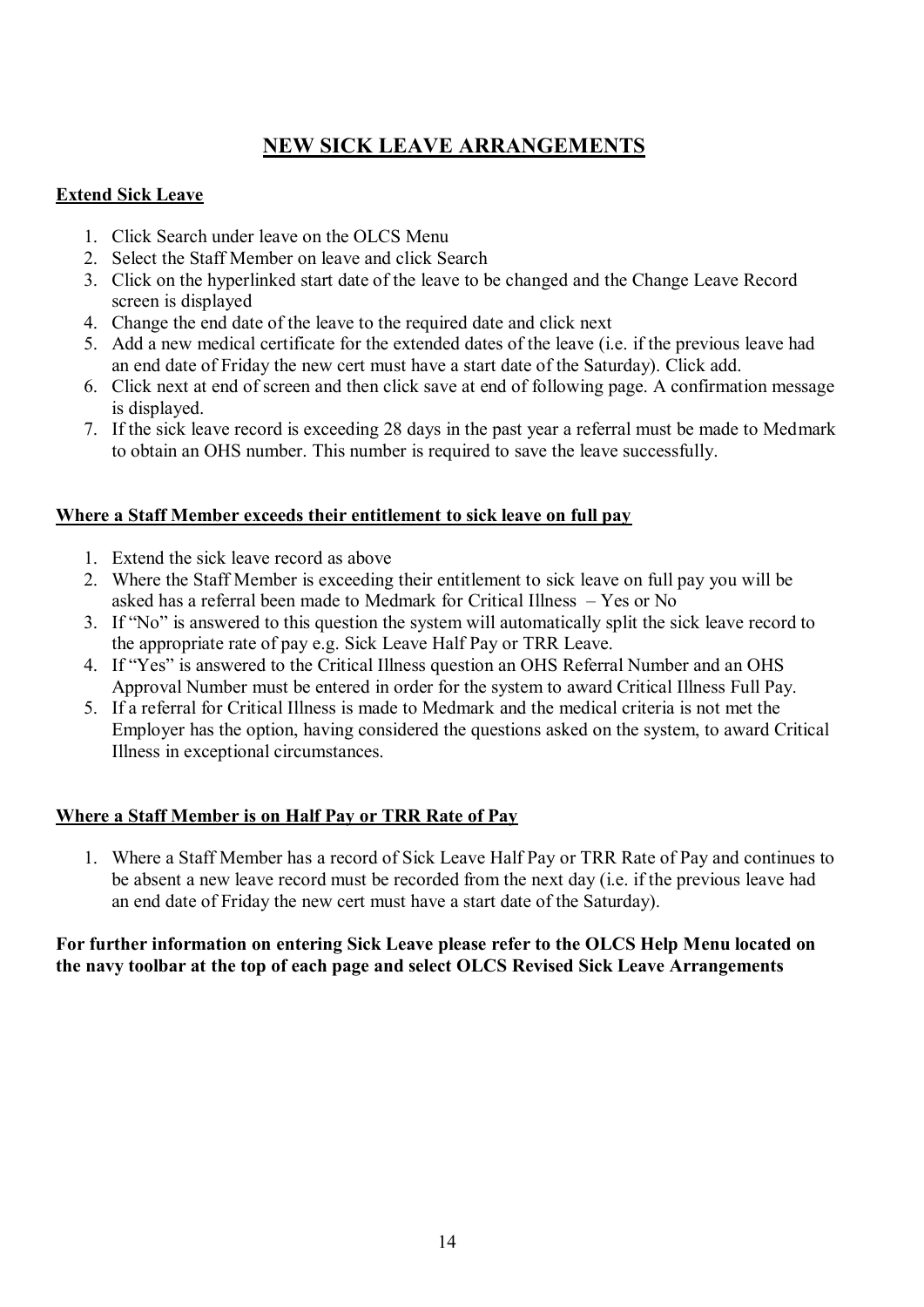# NEW SICK LEAVE ARRANGEMENTS

## Extend Sick Leave

1. Click Search under leave on the OLCS Menu
2. Select the Staff Member on leave and click Search
3. Click on the hyperlinked start date of the leave to be changed and the Change Leave Record screen is displayed
4. Change the end date of the leave to the required date and click next
5. Add a new medical certificate for the extended dates of the leave (i.e. if the previous leave had an end date of Friday the new cert must have a start date of the Saturday). Click add.
6. Click next at end of screen and then click save at end of following page. A confirmation message is displayed.
7. If the sick leave record is exceeding 28 days in the past year a referral must be made to Medmark to obtain an OHS number. This number is required to save the leave successfully.

## Where a Staff Member exceeds their entitlement to sick leave on full pay

1. Extend the sick leave record as above
2. Where the Staff Member is exceeding their entitlement to sick leave on full pay you will be asked has a referral been made to Medmark for Critical Illness – Yes or No
3. If "No" is answered to this question the system will automatically split the sick leave record to the appropriate rate of pay e.g. Sick Leave Half Pay or TRR Leave.
4. If "Yes" is answered to the Critical Illness question an OHS Referral Number and an OHS Approval Number must be entered in order for the system to award Critical Illness Full Pay.
5. If a referral for Critical Illness is made to Medmark and the medical criteria is not met the Employer has the option, having considered the questions asked on the system, to award Critical Illness in exceptional circumstances.

## Where a Staff Member is on Half Pay or TRR Rate of Pay

1. Where a Staff Member has a record of Sick Leave Half Pay or TRR Rate of Pay and continues to be absent a new leave record must be recorded from the next day (i.e. if the previous leave had an end date of Friday the new cert must have a start date of the Saturday).

**For further information on entering Sick Leave please refer to the OLCS Help Menu located on the navy toolbar at the top of each page and select OLCS Revised Sick Leave Arrangements**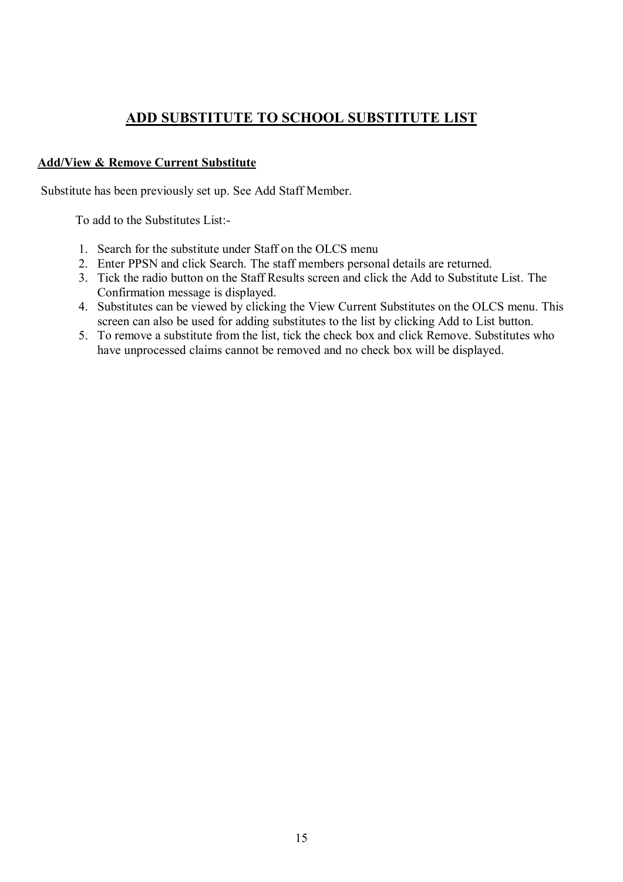# ADD SUBSTITUTE TO SCHOOL SUBSTITUTE LIST

**Add/View & Remove Current Substitute**

Substitute has been previously set up. See Add Staff Member.

To add to the Substitutes List:-

1. Search for the substitute under Staff on the OLCS menu
2. Enter PPSN and click Search. The staff members personal details are returned.
3. Tick the radio button on the Staff Results screen and click the Add to Substitute List. The Confirmation message is displayed.
4. Substitutes can be viewed by clicking the View Current Substitutes on the OLCS menu. This screen can also be used for adding substitutes to the list by clicking Add to List button.
5. To remove a substitute from the list, tick the check box and click Remove. Substitutes who have unprocessed claims cannot be removed and no check box will be displayed.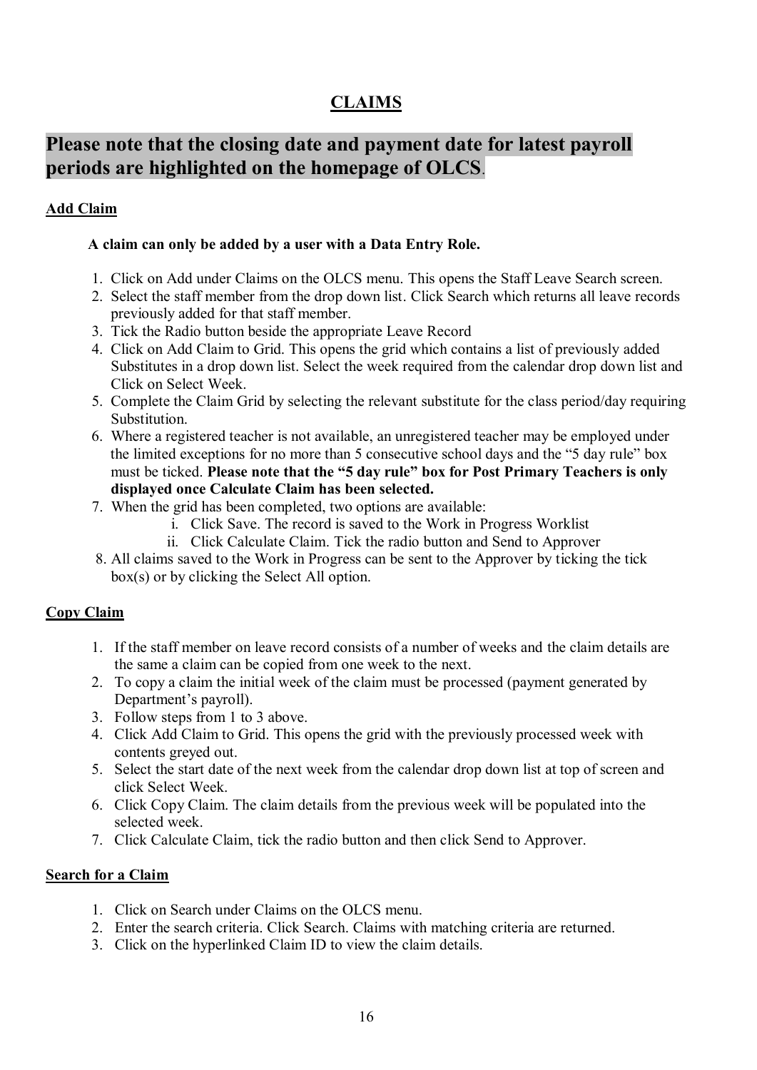# CLAIMS

**Please note that the closing date and payment date for latest payroll periods are highlighted on the homepage of OLCS.**

## Add Claim

**A claim can only be added by a user with a Data Entry Role.**

1. Click on Add under Claims on the OLCS menu. This opens the Staff Leave Search screen.
2. Select the staff member from the drop down list. Click Search which returns all leave records previously added for that staff member.
3. Tick the Radio button beside the appropriate Leave Record
4. Click on Add Claim to Grid. This opens the grid which contains a list of previously added Substitutes in a drop down list. Select the week required from the calendar drop down list and Click on Select Week.
5. Complete the Claim Grid by selecting the relevant substitute for the class period/day requiring Substitution.
6. Where a registered teacher is not available, an unregistered teacher may be employed under the limited exceptions for no more than 5 consecutive school days and the "5 day rule" box must be ticked. **Please note that the "5 day rule" box for Post Primary Teachers is only displayed once Calculate Claim has been selected.**
7. When the grid has been completed, two options are available:
   i. Click Save. The record is saved to the Work in Progress Worklist
   ii. Click Calculate Claim. Tick the radio button and Send to Approver
8. All claims saved to the Work in Progress can be sent to the Approver by ticking the tick box(s) or by clicking the Select All option.

## Copy Claim

1. If the staff member on leave record consists of a number of weeks and the claim details are the same a claim can be copied from one week to the next.
2. To copy a claim the initial week of the claim must be processed (payment generated by Department's payroll).
3. Follow steps from 1 to 3 above.
4. Click Add Claim to Grid. This opens the grid with the previously processed week with contents greyed out.
5. Select the start date of the next week from the calendar drop down list at top of screen and click Select Week.
6. Click Copy Claim. The claim details from the previous week will be populated into the selected week.
7. Click Calculate Claim, tick the radio button and then click Send to Approver.

## Search for a Claim

1. Click on Search under Claims on the OLCS menu.
2. Enter the search criteria. Click Search. Claims with matching criteria are returned.
3. Click on the hyperlinked Claim ID to view the claim details.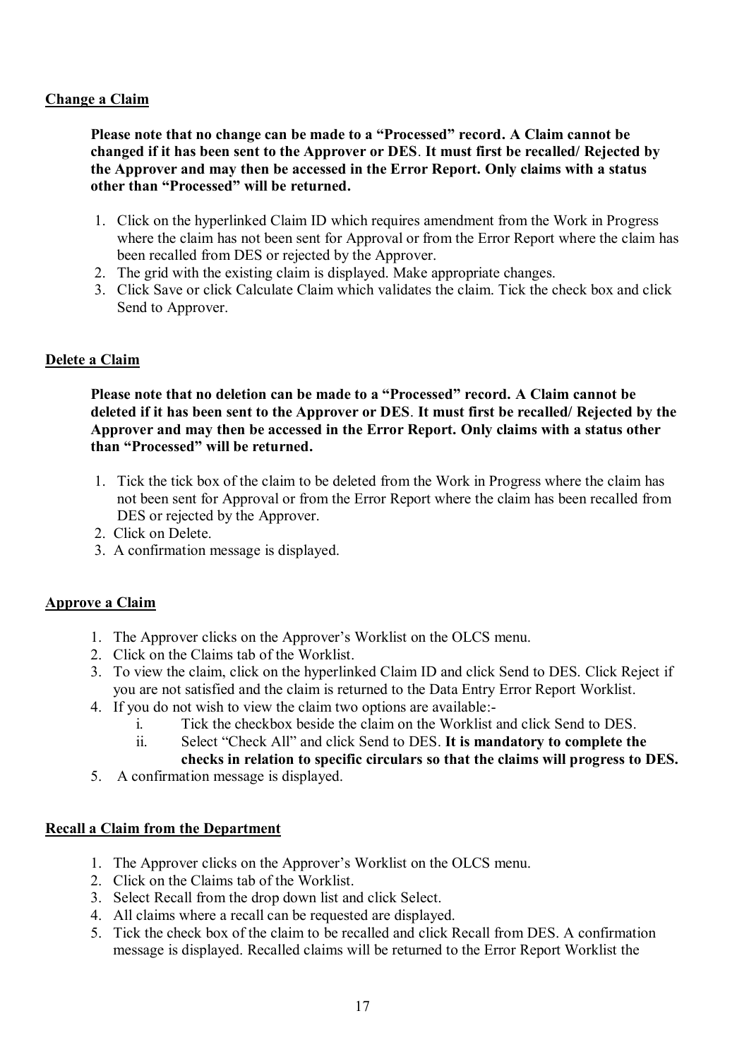## Change a Claim

**Please note that no change can be made to a "Processed" record. A Claim cannot be changed if it has been sent to the Approver or DES. It must first be recalled/ Rejected by the Approver and may then be accessed in the Error Report. Only claims with a status other than "Processed" will be returned.**

1. Click on the hyperlinked Claim ID which requires amendment from the Work in Progress where the claim has not been sent for Approval or from the Error Report where the claim has been recalled from DES or rejected by the Approver.
2. The grid with the existing claim is displayed. Make appropriate changes.
3. Click Save or click Calculate Claim which validates the claim. Tick the check box and click Send to Approver.

## Delete a Claim

**Please note that no deletion can be made to a "Processed" record. A Claim cannot be deleted if it has been sent to the Approver or DES. It must first be recalled/ Rejected by the Approver and may then be accessed in the Error Report. Only claims with a status other than "Processed" will be returned.**

1. Tick the tick box of the claim to be deleted from the Work in Progress where the claim has not been sent for Approval or from the Error Report where the claim has been recalled from DES or rejected by the Approver.
2. Click on Delete.
3. A confirmation message is displayed.

## Approve a Claim

1. The Approver clicks on the Approver's Worklist on the OLCS menu.
2. Click on the Claims tab of the Worklist.
3. To view the claim, click on the hyperlinked Claim ID and click Send to DES. Click Reject if you are not satisfied and the claim is returned to the Data Entry Error Report Worklist.
4. If you do not wish to view the claim two options are available:-
   i. Tick the checkbox beside the claim on the Worklist and click Send to DES.
   ii. Select "Check All" and click Send to DES. **It is mandatory to complete the checks in relation to specific circulars so that the claims will progress to DES.**
5. A confirmation message is displayed.

## Recall a Claim from the Department

1. The Approver clicks on the Approver's Worklist on the OLCS menu.
2. Click on the Claims tab of the Worklist.
3. Select Recall from the drop down list and click Select.
4. All claims where a recall can be requested are displayed.
5. Tick the check box of the claim to be recalled and click Recall from DES. A confirmation message is displayed. Recalled claims will be returned to the Error Report Worklist the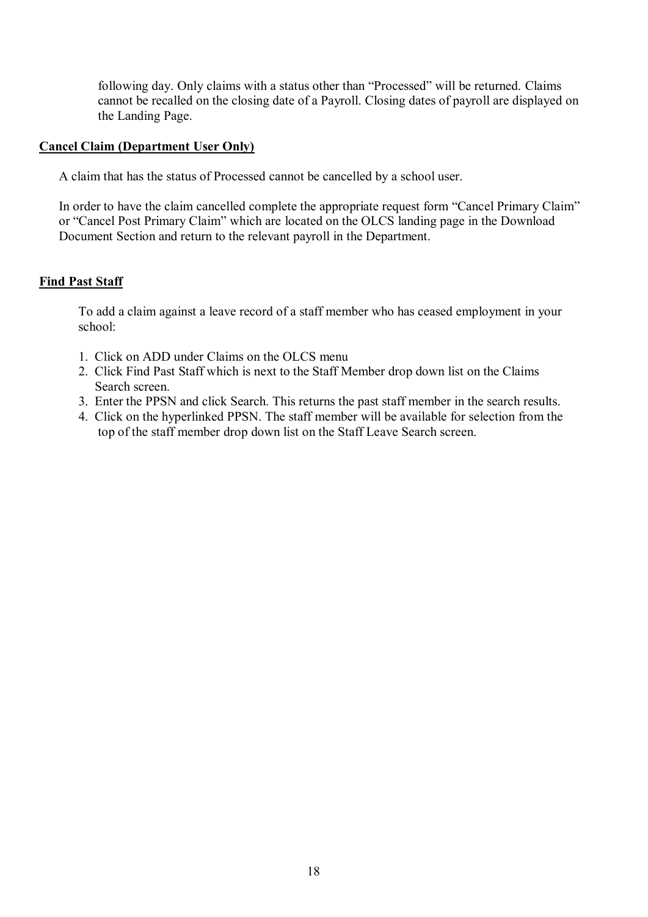following day. Only claims with a status other than "Processed" will be returned. Claims cannot be recalled on the closing date of a Payroll. Closing dates of payroll are displayed on the Landing Page.

**Cancel Claim (Department User Only)**

A claim that has the status of Processed cannot be cancelled by a school user.

In order to have the claim cancelled complete the appropriate request form "Cancel Primary Claim" or "Cancel Post Primary Claim" which are located on the OLCS landing page in the Download Document Section and return to the relevant payroll in the Department.

**Find Past Staff**

To add a claim against a leave record of a staff member who has ceased employment in your school:

1. Click on ADD under Claims on the OLCS menu
2. Click Find Past Staff which is next to the Staff Member drop down list on the Claims Search screen.
3. Enter the PPSN and click Search. This returns the past staff member in the search results.
4. Click on the hyperlinked PPSN. The staff member will be available for selection from the top of the staff member drop down list on the Staff Leave Search screen.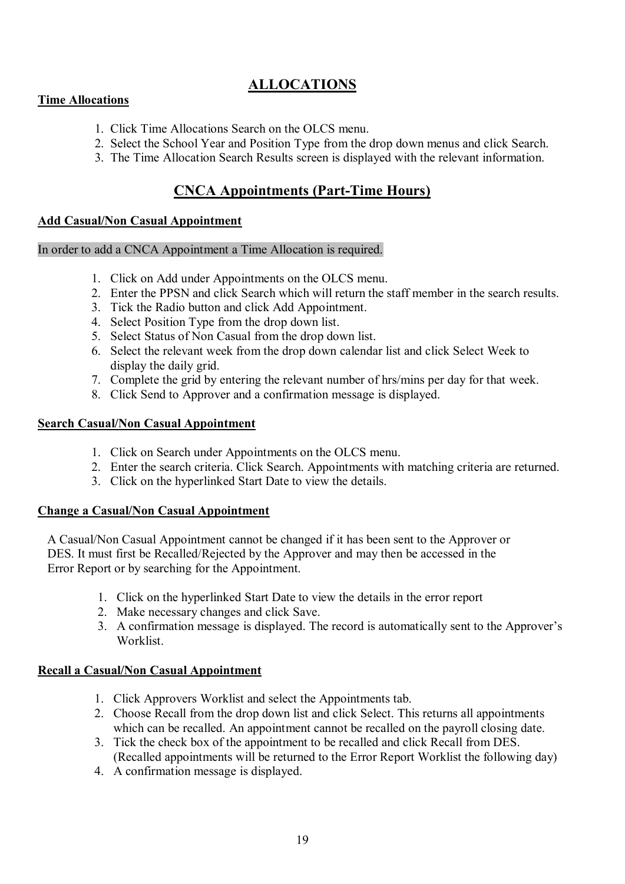# ALLOCATIONS

**Time Allocations**

1. Click Time Allocations Search on the OLCS menu.
2. Select the School Year and Position Type from the drop down menus and click Search.
3. The Time Allocation Search Results screen is displayed with the relevant information.

# CNCA Appointments (Part-Time Hours)

**Add Casual/Non Casual Appointment**

In order to add a CNCA Appointment a Time Allocation is required.

1. Click on Add under Appointments on the OLCS menu.
2. Enter the PPSN and click Search which will return the staff member in the search results.
3. Tick the Radio button and click Add Appointment.
4. Select Position Type from the drop down list.
5. Select Status of Non Casual from the drop down list.
6. Select the relevant week from the drop down calendar list and click Select Week to display the daily grid.
7. Complete the grid by entering the relevant number of hrs/mins per day for that week.
8. Click Send to Approver and a confirmation message is displayed.

**Search Casual/Non Casual Appointment**

1. Click on Search under Appointments on the OLCS menu.
2. Enter the search criteria. Click Search. Appointments with matching criteria are returned.
3. Click on the hyperlinked Start Date to view the details.

**Change a Casual/Non Casual Appointment**

A Casual/Non Casual Appointment cannot be changed if it has been sent to the Approver or DES. It must first be Recalled/Rejected by the Approver and may then be accessed in the Error Report or by searching for the Appointment.

1. Click on the hyperlinked Start Date to view the details in the error report
2. Make necessary changes and click Save.
3. A confirmation message is displayed. The record is automatically sent to the Approver's Worklist.

**Recall a Casual/Non Casual Appointment**

1. Click Approvers Worklist and select the Appointments tab.
2. Choose Recall from the drop down list and click Select. This returns all appointments which can be recalled. An appointment cannot be recalled on the payroll closing date.
3. Tick the check box of the appointment to be recalled and click Recall from DES. (Recalled appointments will be returned to the Error Report Worklist the following day)
4. A confirmation message is displayed.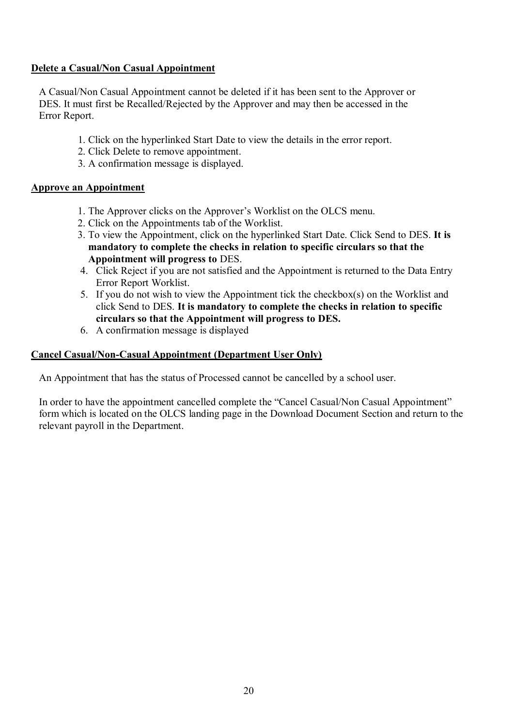## Delete a Casual/Non Casual Appointment

A Casual/Non Casual Appointment cannot be deleted if it has been sent to the Approver or DES. It must first be Recalled/Rejected by the Approver and may then be accessed in the Error Report.

1. Click on the hyperlinked Start Date to view the details in the error report.
2. Click Delete to remove appointment.
3. A confirmation message is displayed.

## Approve an Appointment

1. The Approver clicks on the Approver's Worklist on the OLCS menu.
2. Click on the Appointments tab of the Worklist.
3. To view the Appointment, click on the hyperlinked Start Date. Click Send to DES. **It is mandatory to complete the checks in relation to specific circulars so that the Appointment will progress to** DES.
4. Click Reject if you are not satisfied and the Appointment is returned to the Data Entry Error Report Worklist.
5. If you do not wish to view the Appointment tick the checkbox(s) on the Worklist and click Send to DES. **It is mandatory to complete the checks in relation to specific circulars so that the Appointment will progress to DES.**
6. A confirmation message is displayed

## Cancel Casual/Non-Casual Appointment (Department User Only)

An Appointment that has the status of Processed cannot be cancelled by a school user.

In order to have the appointment cancelled complete the "Cancel Casual/Non Casual Appointment" form which is located on the OLCS landing page in the Download Document Section and return to the relevant payroll in the Department.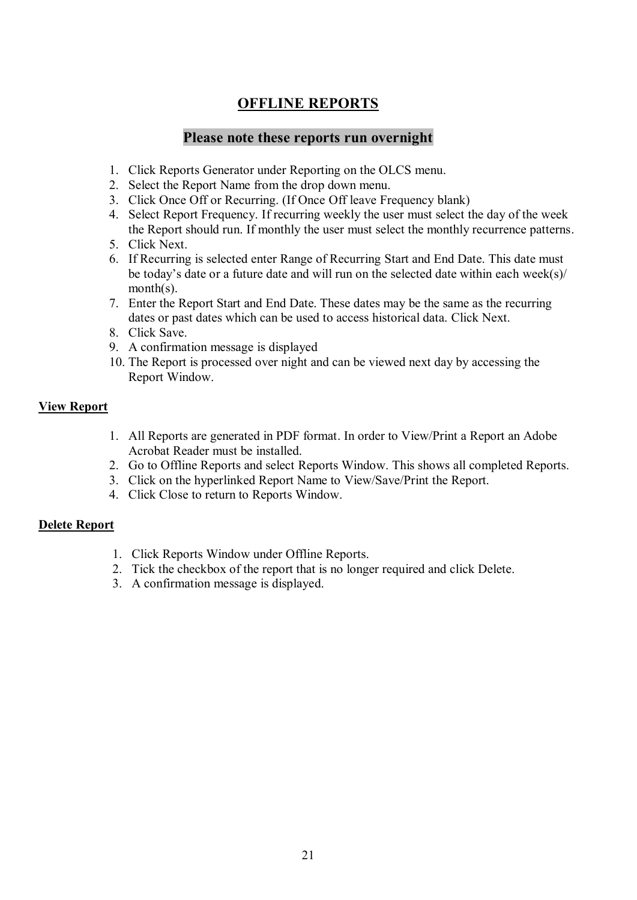# OFFLINE REPORTS

## Please note these reports run overnight

1. Click Reports Generator under Reporting on the OLCS menu.
2. Select the Report Name from the drop down menu.
3. Click Once Off or Recurring. (If Once Off leave Frequency blank)
4. Select Report Frequency. If recurring weekly the user must select the day of the week the Report should run. If monthly the user must select the monthly recurrence patterns.
5. Click Next.
6. If Recurring is selected enter Range of Recurring Start and End Date. This date must be today's date or a future date and will run on the selected date within each week(s)/ month(s).
7. Enter the Report Start and End Date. These dates may be the same as the recurring dates or past dates which can be used to access historical data. Click Next.
8. Click Save.
9. A confirmation message is displayed
10. The Report is processed over night and can be viewed next day by accessing the Report Window.

### View Report

1. All Reports are generated in PDF format. In order to View/Print a Report an Adobe Acrobat Reader must be installed.
2. Go to Offline Reports and select Reports Window. This shows all completed Reports.
3. Click on the hyperlinked Report Name to View/Save/Print the Report.
4. Click Close to return to Reports Window.

### Delete Report

1. Click Reports Window under Offline Reports.
2. Tick the checkbox of the report that is no longer required and click Delete.
3. A confirmation message is displayed.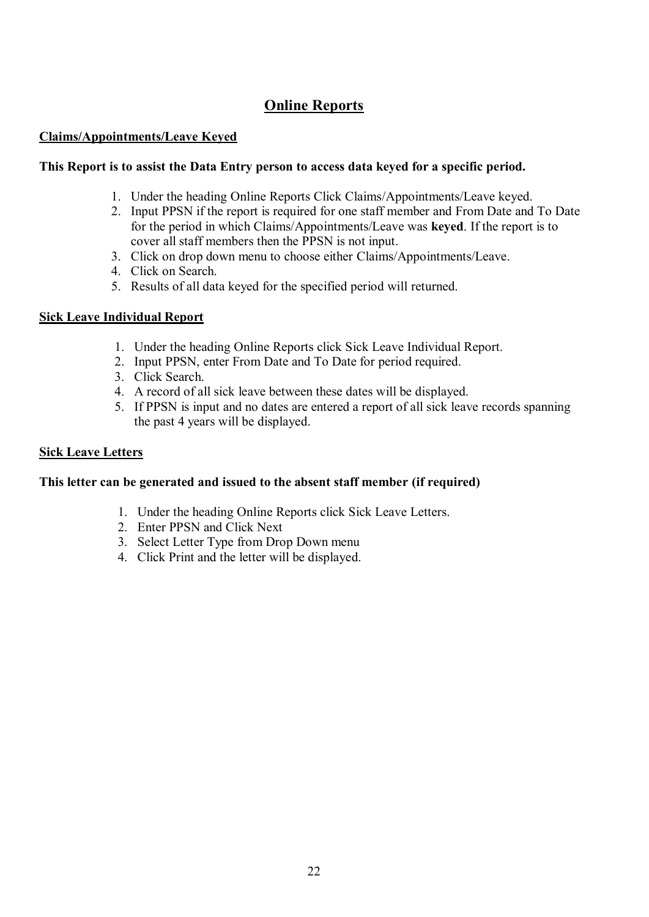# Online Reports

## Claims/Appointments/Leave Keyed

**This Report is to assist the Data Entry person to access data keyed for a specific period.**

1. Under the heading Online Reports Click Claims/Appointments/Leave keyed.
2. Input PPSN if the report is required for one staff member and From Date and To Date for the period in which Claims/Appointments/Leave was **keyed**. If the report is to cover all staff members then the PPSN is not input.
3. Click on drop down menu to choose either Claims/Appointments/Leave.
4. Click on Search.
5. Results of all data keyed for the specified period will returned.

## Sick Leave Individual Report

1. Under the heading Online Reports click Sick Leave Individual Report.
2. Input PPSN, enter From Date and To Date for period required.
3. Click Search.
4. A record of all sick leave between these dates will be displayed.
5. If PPSN is input and no dates are entered a report of all sick leave records spanning the past 4 years will be displayed.

## Sick Leave Letters

**This letter can be generated and issued to the absent staff member (if required)**

1. Under the heading Online Reports click Sick Leave Letters.
2. Enter PPSN and Click Next
3. Select Letter Type from Drop Down menu
4. Click Print and the letter will be displayed.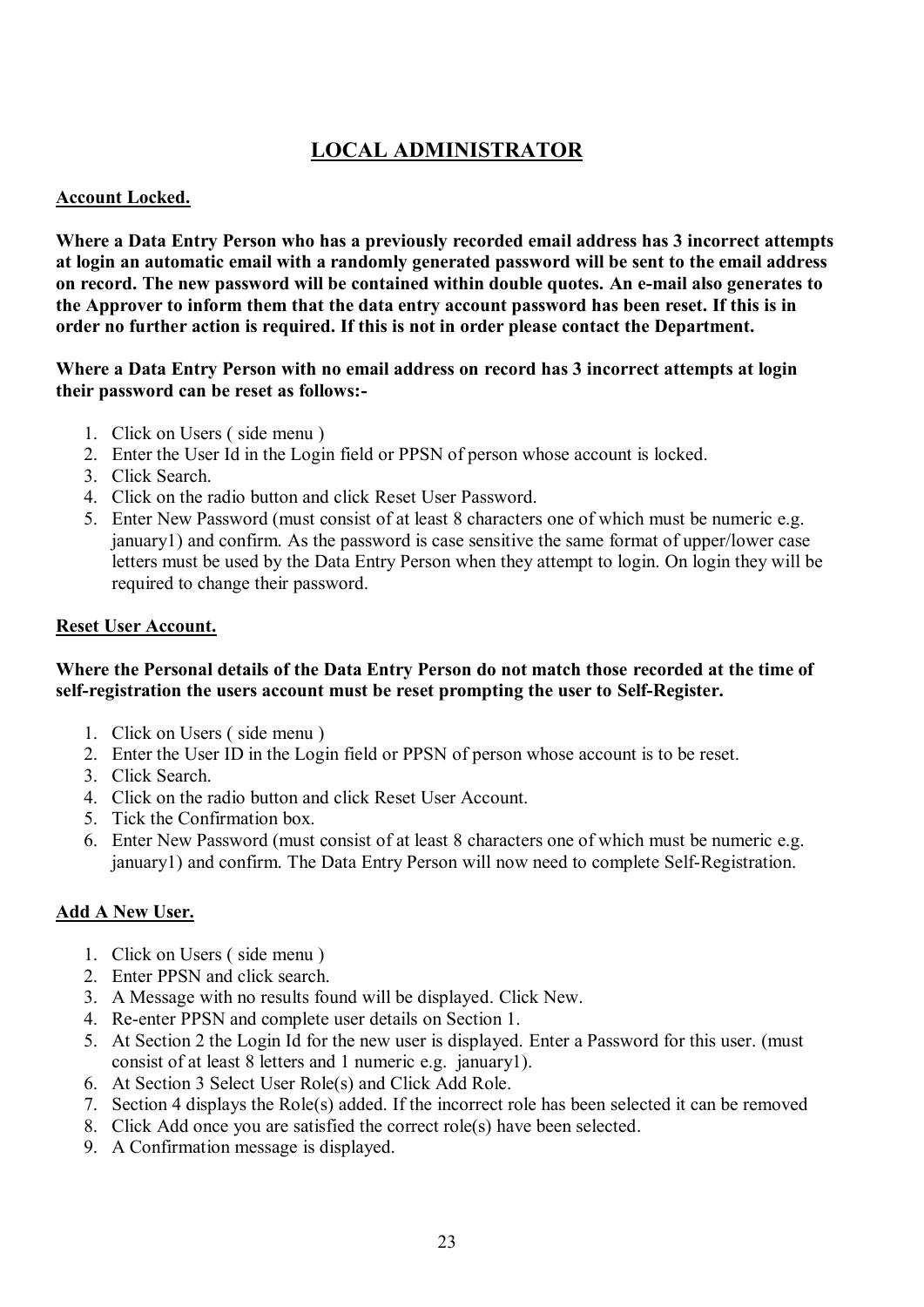# LOCAL ADMINISTRATOR

## Account Locked.

**Where a Data Entry Person who has a previously recorded email address has 3 incorrect attempts at login an automatic email with a randomly generated password will be sent to the email address on record. The new password will be contained within double quotes. An e-mail also generates to the Approver to inform them that the data entry account password has been reset. If this is in order no further action is required. If this is not in order please contact the Department.**

**Where a Data Entry Person with no email address on record has 3 incorrect attempts at login their password can be reset as follows:-**

1. Click on Users ( side menu )
2. Enter the User Id in the Login field or PPSN of person whose account is locked.
3. Click Search.
4. Click on the radio button and click Reset User Password.
5. Enter New Password (must consist of at least 8 characters one of which must be numeric e.g. january1) and confirm. As the password is case sensitive the same format of upper/lower case letters must be used by the Data Entry Person when they attempt to login. On login they will be required to change their password.

## Reset User Account.

**Where the Personal details of the Data Entry Person do not match those recorded at the time of self-registration the users account must be reset prompting the user to Self-Register.**

1. Click on Users ( side menu )
2. Enter the User ID in the Login field or PPSN of person whose account is to be reset.
3. Click Search.
4. Click on the radio button and click Reset User Account.
5. Tick the Confirmation box.
6. Enter New Password (must consist of at least 8 characters one of which must be numeric e.g. january1) and confirm. The Data Entry Person will now need to complete Self-Registration.

## Add A New User.

1. Click on Users ( side menu )
2. Enter PPSN and click search.
3. A Message with no results found will be displayed. Click New.
4. Re-enter PPSN and complete user details on Section 1.
5. At Section 2 the Login Id for the new user is displayed. Enter a Password for this user. (must consist of at least 8 letters and 1 numeric e.g. january1).
6. At Section 3 Select User Role(s) and Click Add Role.
7. Section 4 displays the Role(s) added. If the incorrect role has been selected it can be removed
8. Click Add once you are satisfied the correct role(s) have been selected.
9. A Confirmation message is displayed.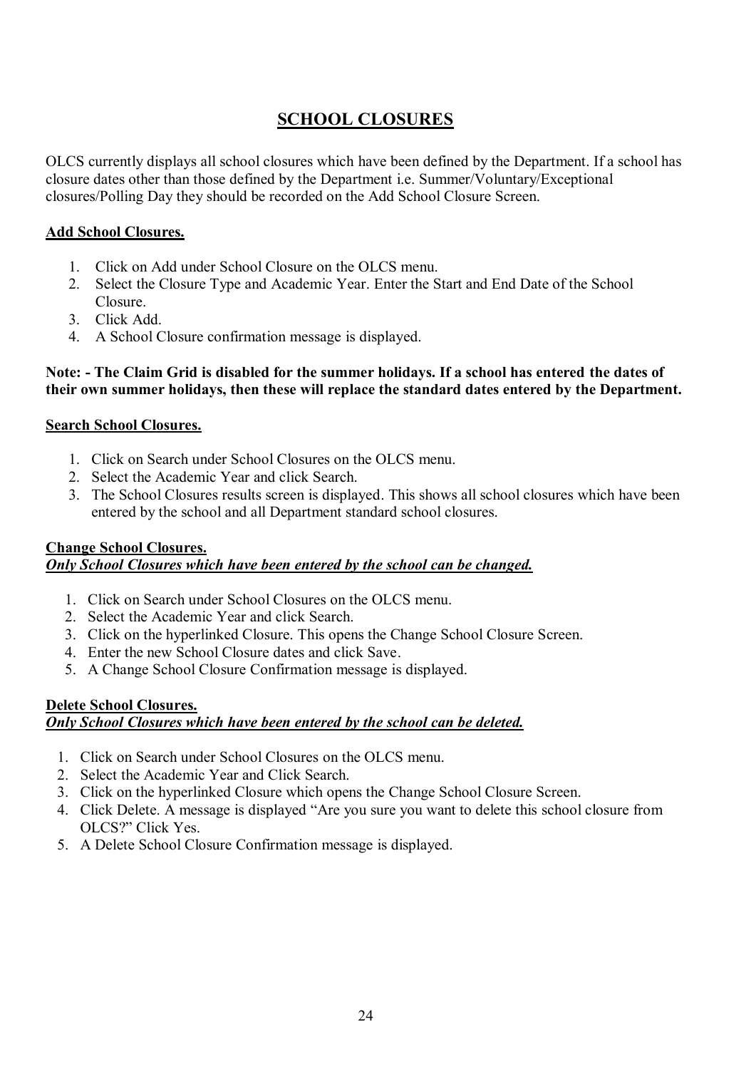# SCHOOL CLOSURES

OLCS currently displays all school closures which have been defined by the Department. If a school has closure dates other than those defined by the Department i.e. Summer/Voluntary/Exceptional closures/Polling Day they should be recorded on the Add School Closure Screen.

## Add School Closures.

1. Click on Add under School Closure on the OLCS menu.
2. Select the Closure Type and Academic Year. Enter the Start and End Date of the School Closure.
3. Click Add.
4. A School Closure confirmation message is displayed.

**Note: - The Claim Grid is disabled for the summer holidays. If a school has entered the dates of their own summer holidays, then these will replace the standard dates entered by the Department.**

## Search School Closures.

1. Click on Search under School Closures on the OLCS menu.
2. Select the Academic Year and click Search.
3. The School Closures results screen is displayed. This shows all school closures which have been entered by the school and all Department standard school closures.

## Change School Closures.

***Only School Closures which have been entered by the school can be changed.***

1. Click on Search under School Closures on the OLCS menu.
2. Select the Academic Year and click Search.
3. Click on the hyperlinked Closure. This opens the Change School Closure Screen.
4. Enter the new School Closure dates and click Save.
5. A Change School Closure Confirmation message is displayed.

## Delete School Closures.

***Only School Closures which have been entered by the school can be deleted.***

1. Click on Search under School Closures on the OLCS menu.
2. Select the Academic Year and Click Search.
3. Click on the hyperlinked Closure which opens the Change School Closure Screen.
4. Click Delete. A message is displayed "Are you sure you want to delete this school closure from OLCS?" Click Yes.
5. A Delete School Closure Confirmation message is displayed.